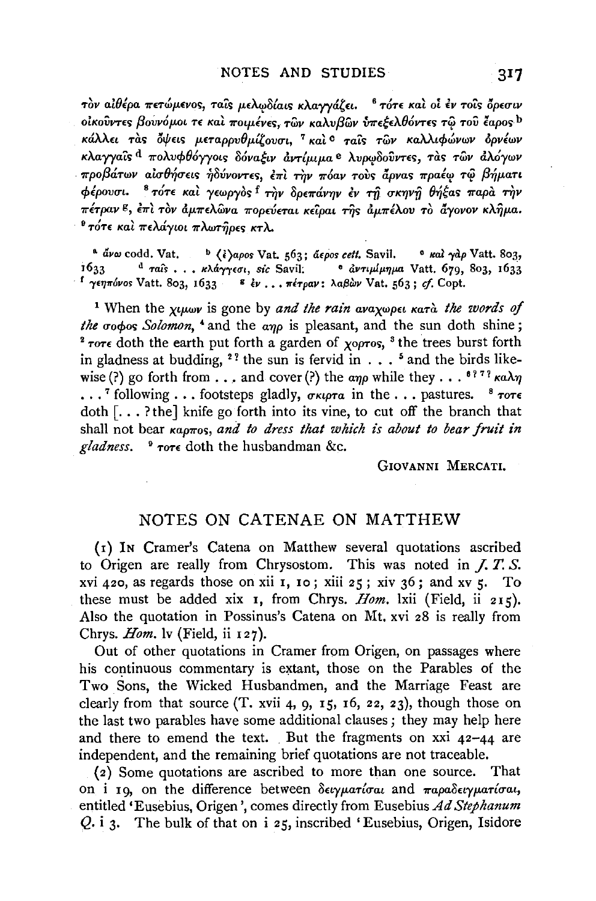τὸν αἰθέρα πετώμενος, ταῖς μελῳδίαις κλαγγάζει. [6] τότε καὶ οἱ ἐν τοῖς ὄρεσιν οἰκοῦντες βουνόμοι τε καὶ ποιμένες, τῶν καλυβῶν ὑπεξελθόντες τῷ τοῦ ἔαρος [b] κάλλει τὰς ὄψεις μεταρρυθμίζουσι, [7] καὶ [c] ταῖς τῶν καλλιφώνων ὀρνέων κλαγγαῖς [d] πολυφθόγγοις δόναξιν ἀντίμιμα [e] λυρῳδοῦντες, τὰς τῶν ἀλόγων προβάτων αἰσθήσεις ἡδύνοντες, ἐπὶ τὴν πόαν τοὺς ἄρνας πραέῳ τῷ βήματι φέρουσι. [8] τότε καὶ γεωργὸς [f] τὴν δρεπάνην ἐν τῇ σκηνῇ θήξας παρὰ τὴν πέτραν [g], ἐπὶ τὸν ἀμπελῶνα πορεύεται κεῖραι τῆς ἀμπέλου τὸ ἄγονον κλῆμα. [9] τότε καὶ πελάγιοι πλωτῆρες κτλ.

[a] ἄνω codd. Vat. [b] ⟨ἔ⟩αρος Vat. 563; ἀέρος cett. Savil. [c] καὶ γὰρ Vatt. 803, 1633 [d] ταῖς . . . κλάγγεσι, *sic* Savil. [e] ἀντιμίμημα Vatt. 679, 803, 1633 [f] γεηπόνος Vatt. 803, 1633 [g] ἐν . . . πέτραν: λαβὼν Vat. 563; *cf.* Copt.

[1] When the χιμων is gone by *and the rain* αναχωρει κατα *the words of the* σοφος *Solomon*, [4] and the αηρ is pleasant, and the sun doth shine; [2] τοτε doth the earth put forth a garden of χορτος, [3] the trees burst forth in gladness at budding, [2?] the sun is fervid in . . . [5] and the birds likewise (?) go forth from . . . and cover (?) the αηρ while they . . . [6?7?] καλη . . . [7] following . . . footsteps gladly, σκιρτα in the . . . pastures. [8] τοτε doth [. . . ? the] knife go forth into its vine, to cut off the branch that shall not bear καρπος, *and to dress that which is about to bear fruit in gladness*. [9] τοτε doth the husbandman &c.

GIOVANNI MERCATI.

## NOTES ON CATENAE ON MATTHEW

(1) IN Cramer's Catena on Matthew several quotations ascribed to Origen are really from Chrysostom. This was noted in *J. T. S.* xvi 420, as regards those on xii 1, 10; xiii 25; xiv 36; and xv 5. To these must be added xix 1, from Chrys. *Hom.* lxii (Field, ii 215). Also the quotation in Possinus's Catena on Mt. xvi 28 is really from Chrys. *Hom.* lv (Field, ii 127).

Out of other quotations in Cramer from Origen, on passages where his continuous commentary is extant, those on the Parables of the Two Sons, the Wicked Husbandmen, and the Marriage Feast are clearly from that source (T. xvii 4, 9, 15, 16, 22, 23), though those on the last two parables have some additional clauses; they may help here and there to emend the text. But the fragments on xxi 42–44 are independent, and the remaining brief quotations are not traceable.

(2) Some quotations are ascribed to more than one source. That on i 19, on the difference between δειγματίσαι and παραδειγματίσαι, entitled 'Eusebius, Origen', comes directly from Eusebius *Ad Stephanum Q.* i 3. The bulk of that on i 25, inscribed 'Eusebius, Origen, Isidore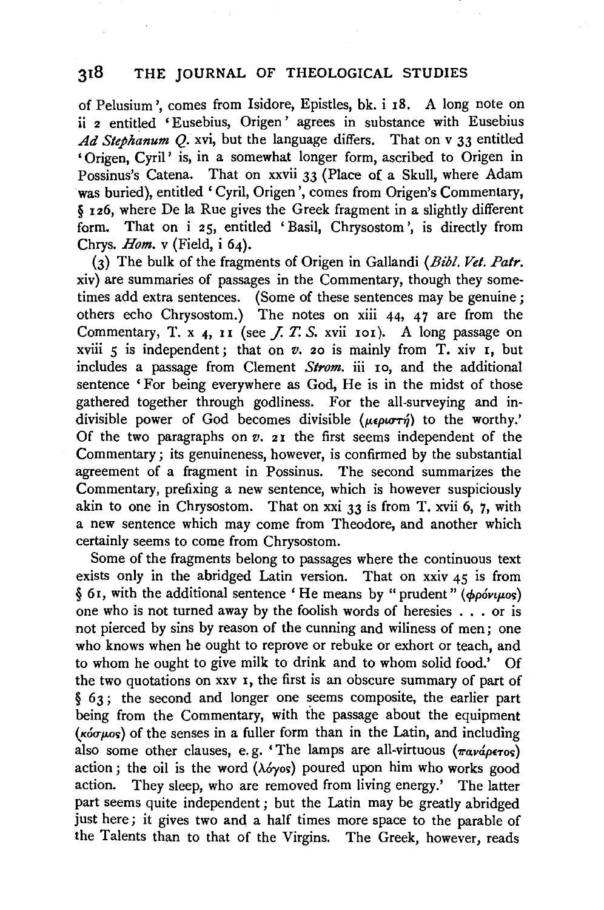of Pelusium', comes from Isidore, Epistles, bk. i 18. A long note on ii 2 entitled 'Eusebius, Origen' agrees in substance with Eusebius *Ad Stephanum Q.* xvi, but the language differs. That on v 33 entitled 'Origen, Cyril' is, in a somewhat longer form, ascribed to Origen in Possinus's Catena. That on xxvii 33 (Place of a Skull, where Adam was buried), entitled 'Cyril, Origen', comes from Origen's Commentary, § 126, where De la Rue gives the Greek fragment in a slightly different form. That on i 25, entitled 'Basil, Chrysostom', is directly from Chrys. *Hom.* v (Field, i 64).

(3) The bulk of the fragments of Origen in Gallandi (*Bibl. Vet. Patr.* xiv) are summaries of passages in the Commentary, though they sometimes add extra sentences. (Some of these sentences may be genuine; others echo Chrysostom.) The notes on xiii 44, 47 are from the Commentary, T. x 4, 11 (see *J. T. S.* xvii 101). A long passage on xviii 5 is independent; that on *v.* 20 is mainly from T. xiv 1, but includes a passage from Clement *Strom.* iii 10, and the additional sentence 'For being everywhere as God, He is in the midst of those gathered together through godliness. For the all-surveying and indivisible power of God becomes divisible (μεριστή) to the worthy.' Of the two paragraphs on *v.* 21 the first seems independent of the Commentary; its genuineness, however, is confirmed by the substantial agreement of a fragment in Possinus. The second summarizes the Commentary, prefixing a new sentence, which is however suspiciously akin to one in Chrysostom. That on xxi 33 is from T. xvii 6, 7, with a new sentence which may come from Theodore, and another which certainly seems to come from Chrysostom.

Some of the fragments belong to passages where the continuous text exists only in the abridged Latin version. That on xxiv 45 is from § 61, with the additional sentence 'He means by "prudent" (φρόνιμος) one who is not turned away by the foolish words of heresies . . . or is not pierced by sins by reason of the cunning and wiliness of men; one who knows when he ought to reprove or rebuke or exhort or teach, and to whom he ought to give milk to drink and to whom solid food.' Of the two quotations on xxv 1, the first is an obscure summary of part of § 63; the second and longer one seems composite, the earlier part being from the Commentary, with the passage about the equipment (κόσμος) of the senses in a fuller form than in the Latin, and including also some other clauses, e.g. 'The lamps are all-virtuous (πανάρετος) action; the oil is the word (λόγος) poured upon him who works good action. They sleep, who are removed from living energy.' The latter part seems quite independent; but the Latin may be greatly abridged just here; it gives two and a half times more space to the parable of the Talents than to that of the Virgins. The Greek, however, reads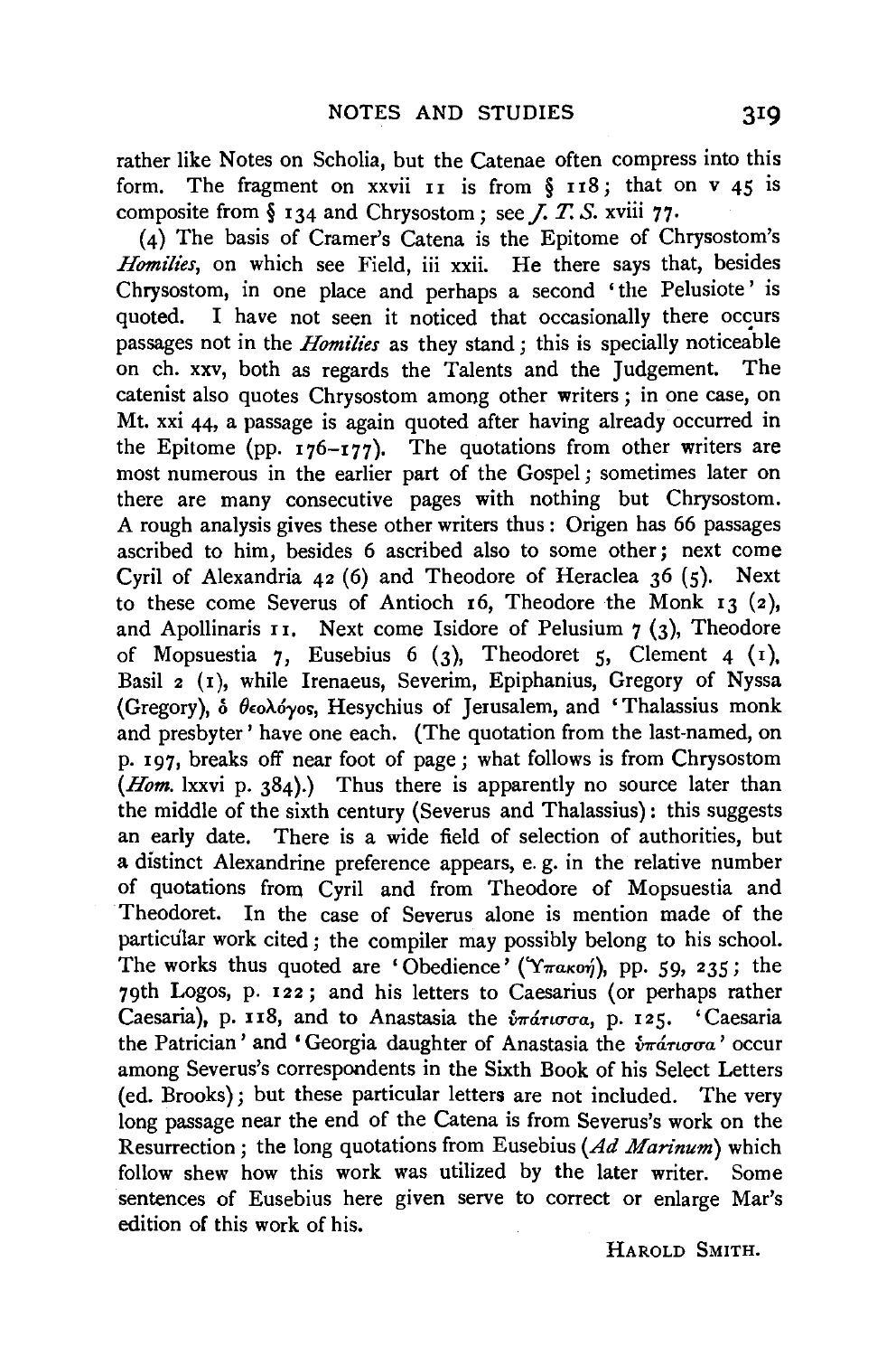rather like Notes on Scholia, but the Catenae often compress into this form. The fragment on xxvii 11 is from § 118; that on v 45 is composite from § 134 and Chrysostom; see *J. T. S.* xviii 77.

(4) The basis of Cramer's Catena is the Epitome of Chrysostom's *Homilies*, on which see Field, iii xxii. He there says that, besides Chrysostom, in one place and perhaps a second 'the Pelusiote' is quoted. I have not seen it noticed that occasionally there occurs passages not in the *Homilies* as they stand; this is specially noticeable on ch. xxv, both as regards the Talents and the Judgement. The catenist also quotes Chrysostom among other writers; in one case, on Mt. xxi 44, a passage is again quoted after having already occurred in the Epitome (pp. 176–177). The quotations from other writers are most numerous in the earlier part of the Gospel; sometimes later on there are many consecutive pages with nothing but Chrysostom. A rough analysis gives these other writers thus: Origen has 66 passages ascribed to him, besides 6 ascribed also to some other; next come Cyril of Alexandria 42 (6) and Theodore of Heraclea 36 (5). Next to these come Severus of Antioch 16, Theodore the Monk 13 (2), and Apollinaris 11. Next come Isidore of Pelusium 7 (3), Theodore of Mopsuestia 7, Eusebius 6 (3), Theodoret 5, Clement 4 (1), Basil 2 (1), while Irenaeus, Severim, Epiphanius, Gregory of Nyssa (Gregory), ὁ θεολόγος, Hesychius of Jerusalem, and 'Thalassius monk and presbyter' have one each. (The quotation from the last-named, on p. 197, breaks off near foot of page; what follows is from Chrysostom (*Hom.* lxxvi p. 384).) Thus there is apparently no source later than the middle of the sixth century (Severus and Thalassius): this suggests an early date. There is a wide field of selection of authorities, but a distinct Alexandrine preference appears, e. g. in the relative number of quotations from Cyril and from Theodore of Mopsuestia and Theodoret. In the case of Severus alone is mention made of the particular work cited; the compiler may possibly belong to his school. The works thus quoted are 'Obedience' (Ὑπακοή), pp. 59, 235; the 79th Logos, p. 122; and his letters to Caesarius (or perhaps rather Caesaria), p. 118, and to Anastasia the ὑπάτισσα, p. 125. 'Caesaria the Patrician' and 'Georgia daughter of Anastasia the ὑπάτισσα' occur among Severus's correspondents in the Sixth Book of his Select Letters (ed. Brooks); but these particular letters are not included. The very long passage near the end of the Catena is from Severus's work on the Resurrection; the long quotations from Eusebius (*Ad Marinum*) which follow shew how this work was utilized by the later writer. Some sentences of Eusebius here given serve to correct or enlarge Mar's edition of this work of his.

HAROLD SMITH.